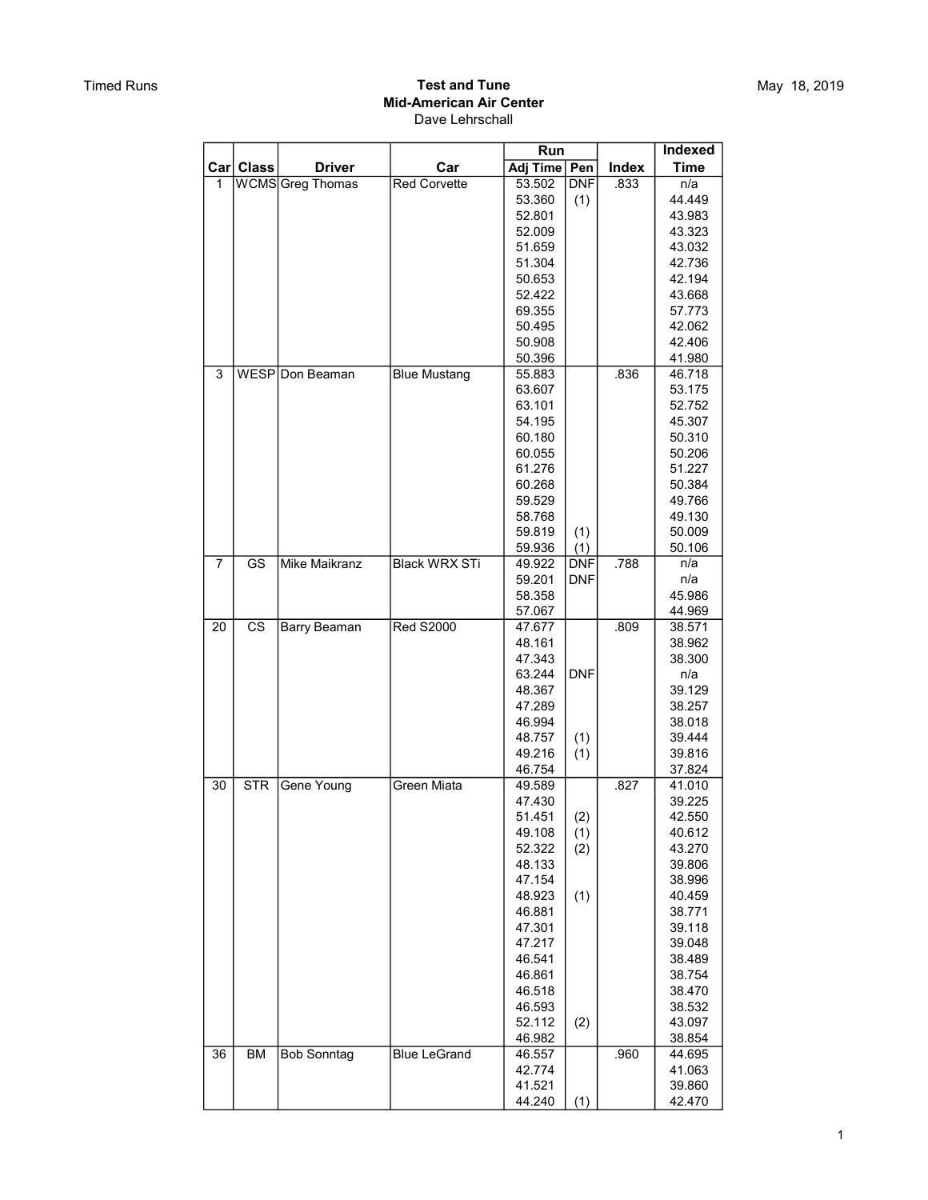Timed Runs

**Test and Tune**
**Mid-American Air Center**
Dave Lehrschall

May 18, 2019

| Car | Class | Driver | Car | Run Adj Time | Run Pen | Index | Indexed Time |
|---|---|---|---|---|---|---|---|
| 1 | WCMS | Greg Thomas | Red Corvette | 53.502 | DNF | .833 | n/a |
| | | | | 53.360 | (1) | | 44.449 |
| | | | | 52.801 | | | 43.983 |
| | | | | 52.009 | | | 43.323 |
| | | | | 51.659 | | | 43.032 |
| | | | | 51.304 | | | 42.736 |
| | | | | 50.653 | | | 42.194 |
| | | | | 52.422 | | | 43.668 |
| | | | | 69.355 | | | 57.773 |
| | | | | 50.495 | | | 42.062 |
| | | | | 50.908 | | | 42.406 |
| | | | | 50.396 | | | 41.980 |
| 3 | WESP | Don Beaman | Blue Mustang | 55.883 | | .836 | 46.718 |
| | | | | 63.607 | | | 53.175 |
| | | | | 63.101 | | | 52.752 |
| | | | | 54.195 | | | 45.307 |
| | | | | 60.180 | | | 50.310 |
| | | | | 60.055 | | | 50.206 |
| | | | | 61.276 | | | 51.227 |
| | | | | 60.268 | | | 50.384 |
| | | | | 59.529 | | | 49.766 |
| | | | | 58.768 | | | 49.130 |
| | | | | 59.819 | (1) | | 50.009 |
| | | | | 59.936 | (1) | | 50.106 |
| 7 | GS | Mike Maikranz | Black WRX STi | 49.922 | DNF | .788 | n/a |
| | | | | 59.201 | DNF | | n/a |
| | | | | 58.358 | | | 45.986 |
| | | | | 57.067 | | | 44.969 |
| 20 | CS | Barry Beaman | Red S2000 | 47.677 | | .809 | 38.571 |
| | | | | 48.161 | | | 38.962 |
| | | | | 47.343 | | | 38.300 |
| | | | | 63.244 | DNF | | n/a |
| | | | | 48.367 | | | 39.129 |
| | | | | 47.289 | | | 38.257 |
| | | | | 46.994 | | | 38.018 |
| | | | | 48.757 | (1) | | 39.444 |
| | | | | 49.216 | (1) | | 39.816 |
| | | | | 46.754 | | | 37.824 |
| 30 | STR | Gene Young | Green Miata | 49.589 | | .827 | 41.010 |
| | | | | 47.430 | | | 39.225 |
| | | | | 51.451 | (2) | | 42.550 |
| | | | | 49.108 | (1) | | 40.612 |
| | | | | 52.322 | (2) | | 43.270 |
| | | | | 48.133 | | | 39.806 |
| | | | | 47.154 | | | 38.996 |
| | | | | 48.923 | (1) | | 40.459 |
| | | | | 46.881 | | | 38.771 |
| | | | | 47.301 | | | 39.118 |
| | | | | 47.217 | | | 39.048 |
| | | | | 46.541 | | | 38.489 |
| | | | | 46.861 | | | 38.754 |
| | | | | 46.518 | | | 38.470 |
| | | | | 46.593 | | | 38.532 |
| | | | | 52.112 | (2) | | 43.097 |
| | | | | 46.982 | | | 38.854 |
| 36 | BM | Bob Sonntag | Blue LeGrand | 46.557 | | .960 | 44.695 |
| | | | | 42.774 | | | 41.063 |
| | | | | 41.521 | | | 39.860 |
| | | | | 44.240 | (1) | | 42.470 |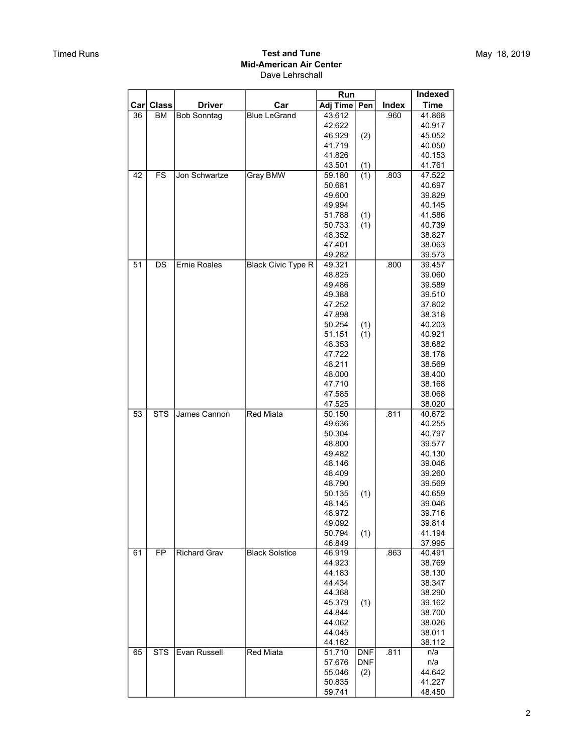Timed Runs

**Test and Tune**
**Mid-American Air Center**
Dave Lehrschall

May 18, 2019

| Car | Class | Driver | Car | Run | | Index | Indexed |
|---|---|---|---|---|---|---|---|
| | | | | Adj Time | Pen | | Time |
| 36 | BM | Bob Sonntag | Blue LeGrand | 43.612 | | .960 | 41.868 |
| | | | | 42.622 | | | 40.917 |
| | | | | 46.929 | (2) | | 45.052 |
| | | | | 41.719 | | | 40.050 |
| | | | | 41.826 | | | 40.153 |
| | | | | 43.501 | (1) | | 41.761 |
| 42 | FS | Jon Schwartze | Gray BMW | 59.180 | (1) | .803 | 47.522 |
| | | | | 50.681 | | | 40.697 |
| | | | | 49.600 | | | 39.829 |
| | | | | 49.994 | | | 40.145 |
| | | | | 51.788 | (1) | | 41.586 |
| | | | | 50.733 | (1) | | 40.739 |
| | | | | 48.352 | | | 38.827 |
| | | | | 47.401 | | | 38.063 |
| | | | | 49.282 | | | 39.573 |
| 51 | DS | Ernie Roales | Black Civic Type R | 49.321 | | .800 | 39.457 |
| | | | | 48.825 | | | 39.060 |
| | | | | 49.486 | | | 39.589 |
| | | | | 49.388 | | | 39.510 |
| | | | | 47.252 | | | 37.802 |
| | | | | 47.898 | | | 38.318 |
| | | | | 50.254 | (1) | | 40.203 |
| | | | | 51.151 | (1) | | 40.921 |
| | | | | 48.353 | | | 38.682 |
| | | | | 47.722 | | | 38.178 |
| | | | | 48.211 | | | 38.569 |
| | | | | 48.000 | | | 38.400 |
| | | | | 47.710 | | | 38.168 |
| | | | | 47.585 | | | 38.068 |
| | | | | 47.525 | | | 38.020 |
| 53 | STS | James Cannon | Red Miata | 50.150 | | .811 | 40.672 |
| | | | | 49.636 | | | 40.255 |
| | | | | 50.304 | | | 40.797 |
| | | | | 48.800 | | | 39.577 |
| | | | | 49.482 | | | 40.130 |
| | | | | 48.146 | | | 39.046 |
| | | | | 48.409 | | | 39.260 |
| | | | | 48.790 | | | 39.569 |
| | | | | 50.135 | (1) | | 40.659 |
| | | | | 48.145 | | | 39.046 |
| | | | | 48.972 | | | 39.716 |
| | | | | 49.092 | | | 39.814 |
| | | | | 50.794 | (1) | | 41.194 |
| | | | | 46.849 | | | 37.995 |
| 61 | FP | Richard Grav | Black Solstice | 46.919 | | .863 | 40.491 |
| | | | | 44.923 | | | 38.769 |
| | | | | 44.183 | | | 38.130 |
| | | | | 44.434 | | | 38.347 |
| | | | | 44.368 | | | 38.290 |
| | | | | 45.379 | (1) | | 39.162 |
| | | | | 44.844 | | | 38.700 |
| | | | | 44.062 | | | 38.026 |
| | | | | 44.045 | | | 38.011 |
| | | | | 44.162 | | | 38.112 |
| 65 | STS | Evan Russell | Red Miata | 51.710 | DNF | .811 | n/a |
| | | | | 57.676 | DNF | | n/a |
| | | | | 55.046 | (2) | | 44.642 |
| | | | | 50.835 | | | 41.227 |
| | | | | 59.741 | | | 48.450 |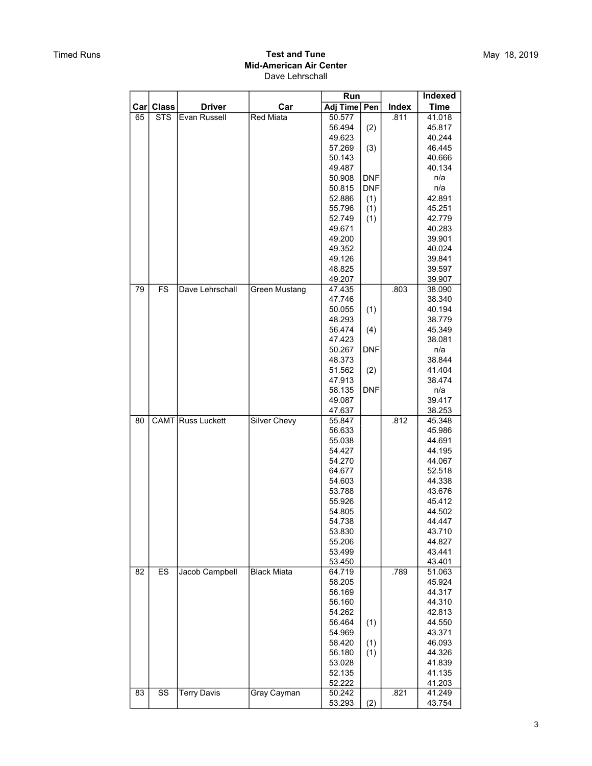Timed Runs

**Test and Tune**
**Mid-American Air Center**
Dave Lehrschall

May 18, 2019

| Car | Class | Driver | Car | Run | | Index | Indexed |
|---|---|---|---|---|---|---|---|
| | | | | Adj Time | Pen | | Time |
| 65 | STS | Evan Russell | Red Miata | 50.577 | | .811 | 41.018 |
| | | | | 56.494 | (2) | | 45.817 |
| | | | | 49.623 | | | 40.244 |
| | | | | 57.269 | (3) | | 46.445 |
| | | | | 50.143 | | | 40.666 |
| | | | | 49.487 | | | 40.134 |
| | | | | 50.908 | DNF | | n/a |
| | | | | 50.815 | DNF | | n/a |
| | | | | 52.886 | (1) | | 42.891 |
| | | | | 55.796 | (1) | | 45.251 |
| | | | | 52.749 | (1) | | 42.779 |
| | | | | 49.671 | | | 40.283 |
| | | | | 49.200 | | | 39.901 |
| | | | | 49.352 | | | 40.024 |
| | | | | 49.126 | | | 39.841 |
| | | | | 48.825 | | | 39.597 |
| | | | | 49.207 | | | 39.907 |
| 79 | FS | Dave Lehrschall | Green Mustang | 47.435 | | .803 | 38.090 |
| | | | | 47.746 | | | 38.340 |
| | | | | 50.055 | (1) | | 40.194 |
| | | | | 48.293 | | | 38.779 |
| | | | | 56.474 | (4) | | 45.349 |
| | | | | 47.423 | | | 38.081 |
| | | | | 50.267 | DNF | | n/a |
| | | | | 48.373 | | | 38.844 |
| | | | | 51.562 | (2) | | 41.404 |
| | | | | 47.913 | | | 38.474 |
| | | | | 58.135 | DNF | | n/a |
| | | | | 49.087 | | | 39.417 |
| | | | | 47.637 | | | 38.253 |
| 80 | CAMT | Russ Luckett | Silver Chevy | 55.847 | | .812 | 45.348 |
| | | | | 56.633 | | | 45.986 |
| | | | | 55.038 | | | 44.691 |
| | | | | 54.427 | | | 44.195 |
| | | | | 54.270 | | | 44.067 |
| | | | | 64.677 | | | 52.518 |
| | | | | 54.603 | | | 44.338 |
| | | | | 53.788 | | | 43.676 |
| | | | | 55.926 | | | 45.412 |
| | | | | 54.805 | | | 44.502 |
| | | | | 54.738 | | | 44.447 |
| | | | | 53.830 | | | 43.710 |
| | | | | 55.206 | | | 44.827 |
| | | | | 53.499 | | | 43.441 |
| | | | | 53.450 | | | 43.401 |
| 82 | ES | Jacob Campbell | Black Miata | 64.719 | | .789 | 51.063 |
| | | | | 58.205 | | | 45.924 |
| | | | | 56.169 | | | 44.317 |
| | | | | 56.160 | | | 44.310 |
| | | | | 54.262 | | | 42.813 |
| | | | | 56.464 | (1) | | 44.550 |
| | | | | 54.969 | | | 43.371 |
| | | | | 58.420 | (1) | | 46.093 |
| | | | | 56.180 | (1) | | 44.326 |
| | | | | 53.028 | | | 41.839 |
| | | | | 52.135 | | | 41.135 |
| | | | | 52.222 | | | 41.203 |
| 83 | SS | Terry Davis | Gray Cayman | 50.242 | | .821 | 41.249 |
| | | | | 53.293 | (2) | | 43.754 |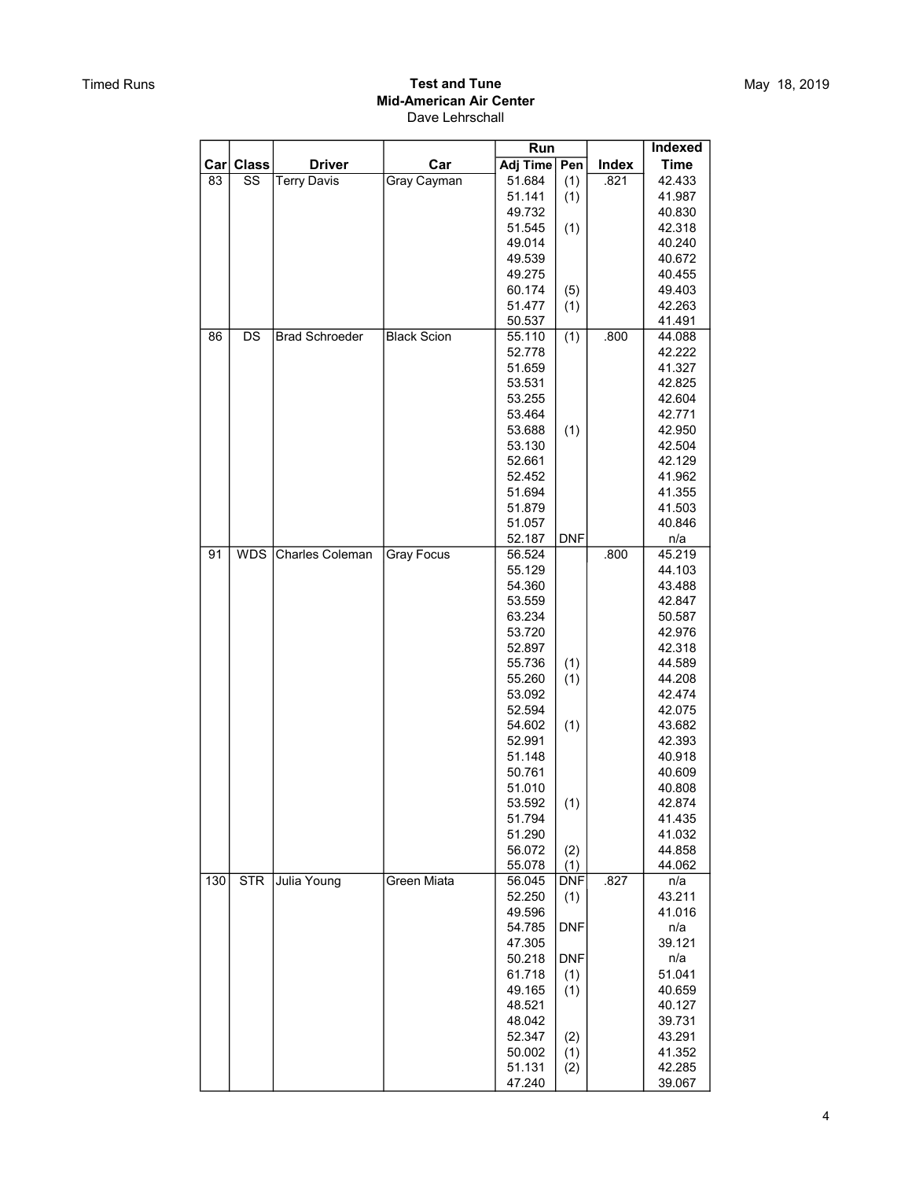Timed Runs

**Test and Tune**
**Mid-American Air Center**
Dave Lehrschall

May 18, 2019

| | | | | Run | | | Indexed |
|---|---|---|---|---|---|---|---|
| Car | Class | Driver | Car | Adj Time | Pen | Index | Time |
| 83 | SS | Terry Davis | Gray Cayman | 51.684 | (1) | .821 | 42.433 |
| | | | | 51.141 | (1) | | 41.987 |
| | | | | 49.732 | | | 40.830 |
| | | | | 51.545 | (1) | | 42.318 |
| | | | | 49.014 | | | 40.240 |
| | | | | 49.539 | | | 40.672 |
| | | | | 49.275 | | | 40.455 |
| | | | | 60.174 | (5) | | 49.403 |
| | | | | 51.477 | (1) | | 42.263 |
| | | | | 50.537 | | | 41.491 |
| 86 | DS | Brad Schroeder | Black Scion | 55.110 | (1) | .800 | 44.088 |
| | | | | 52.778 | | | 42.222 |
| | | | | 51.659 | | | 41.327 |
| | | | | 53.531 | | | 42.825 |
| | | | | 53.255 | | | 42.604 |
| | | | | 53.464 | | | 42.771 |
| | | | | 53.688 | (1) | | 42.950 |
| | | | | 53.130 | | | 42.504 |
| | | | | 52.661 | | | 42.129 |
| | | | | 52.452 | | | 41.962 |
| | | | | 51.694 | | | 41.355 |
| | | | | 51.879 | | | 41.503 |
| | | | | 51.057 | | | 40.846 |
| | | | | 52.187 | DNF | | n/a |
| 91 | WDS | Charles Coleman | Gray Focus | 56.524 | | .800 | 45.219 |
| | | | | 55.129 | | | 44.103 |
| | | | | 54.360 | | | 43.488 |
| | | | | 53.559 | | | 42.847 |
| | | | | 63.234 | | | 50.587 |
| | | | | 53.720 | | | 42.976 |
| | | | | 52.897 | | | 42.318 |
| | | | | 55.736 | (1) | | 44.589 |
| | | | | 55.260 | (1) | | 44.208 |
| | | | | 53.092 | | | 42.474 |
| | | | | 52.594 | | | 42.075 |
| | | | | 54.602 | (1) | | 43.682 |
| | | | | 52.991 | | | 42.393 |
| | | | | 51.148 | | | 40.918 |
| | | | | 50.761 | | | 40.609 |
| | | | | 51.010 | | | 40.808 |
| | | | | 53.592 | (1) | | 42.874 |
| | | | | 51.794 | | | 41.435 |
| | | | | 51.290 | | | 41.032 |
| | | | | 56.072 | (2) | | 44.858 |
| | | | | 55.078 | (1) | | 44.062 |
| 130 | STR | Julia Young | Green Miata | 56.045 | DNF | .827 | n/a |
| | | | | 52.250 | (1) | | 43.211 |
| | | | | 49.596 | | | 41.016 |
| | | | | 54.785 | DNF | | n/a |
| | | | | 47.305 | | | 39.121 |
| | | | | 50.218 | DNF | | n/a |
| | | | | 61.718 | (1) | | 51.041 |
| | | | | 49.165 | (1) | | 40.659 |
| | | | | 48.521 | | | 40.127 |
| | | | | 48.042 | | | 39.731 |
| | | | | 52.347 | (2) | | 43.291 |
| | | | | 50.002 | (1) | | 41.352 |
| | | | | 51.131 | (2) | | 42.285 |
| | | | | 47.240 | | | 39.067 |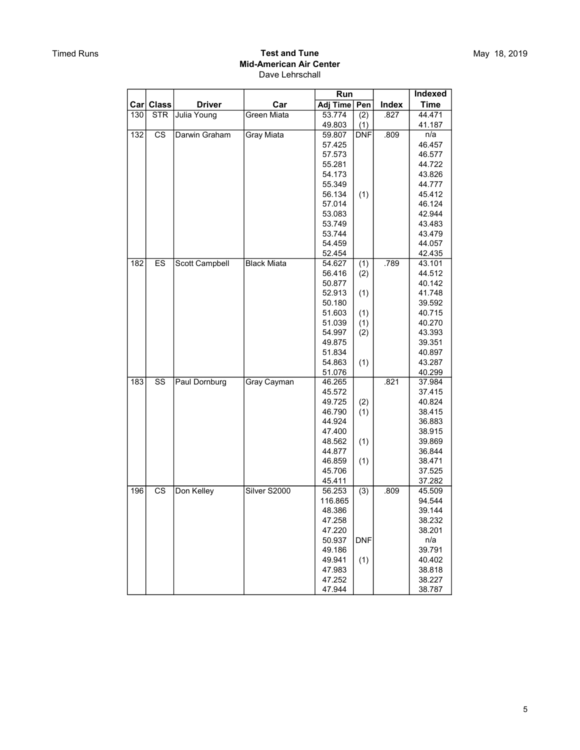**Test and Tune**
**Mid-American Air Center**
Dave Lehrschall

Timed Runs

May 18, 2019

| | | | | Run | | | Indexed |
|---|---|---|---|---|---|---|---|
| Car | Class | Driver | Car | Adj Time | Pen | Index | Time |
| 130 | STR | Julia Young | Green Miata | 53.774 | (2) | .827 | 44.471 |
| | | | | 49.803 | (1) | | 41.187 |
| 132 | CS | Darwin Graham | Gray Miata | 59.807 | DNF | .809 | n/a |
| | | | | 57.425 | | | 46.457 |
| | | | | 57.573 | | | 46.577 |
| | | | | 55.281 | | | 44.722 |
| | | | | 54.173 | | | 43.826 |
| | | | | 55.349 | | | 44.777 |
| | | | | 56.134 | (1) | | 45.412 |
| | | | | 57.014 | | | 46.124 |
| | | | | 53.083 | | | 42.944 |
| | | | | 53.749 | | | 43.483 |
| | | | | 53.744 | | | 43.479 |
| | | | | 54.459 | | | 44.057 |
| | | | | 52.454 | | | 42.435 |
| 182 | ES | Scott Campbell | Black Miata | 54.627 | (1) | .789 | 43.101 |
| | | | | 56.416 | (2) | | 44.512 |
| | | | | 50.877 | | | 40.142 |
| | | | | 52.913 | (1) | | 41.748 |
| | | | | 50.180 | | | 39.592 |
| | | | | 51.603 | (1) | | 40.715 |
| | | | | 51.039 | (1) | | 40.270 |
| | | | | 54.997 | (2) | | 43.393 |
| | | | | 49.875 | | | 39.351 |
| | | | | 51.834 | | | 40.897 |
| | | | | 54.863 | (1) | | 43.287 |
| | | | | 51.076 | | | 40.299 |
| 183 | SS | Paul Dornburg | Gray Cayman | 46.265 | | .821 | 37.984 |
| | | | | 45.572 | | | 37.415 |
| | | | | 49.725 | (2) | | 40.824 |
| | | | | 46.790 | (1) | | 38.415 |
| | | | | 44.924 | | | 36.883 |
| | | | | 47.400 | | | 38.915 |
| | | | | 48.562 | (1) | | 39.869 |
| | | | | 44.877 | | | 36.844 |
| | | | | 46.859 | (1) | | 38.471 |
| | | | | 45.706 | | | 37.525 |
| | | | | 45.411 | | | 37.282 |
| 196 | CS | Don Kelley | Silver S2000 | 56.253 | (3) | .809 | 45.509 |
| | | | | 116.865 | | | 94.544 |
| | | | | 48.386 | | | 39.144 |
| | | | | 47.258 | | | 38.232 |
| | | | | 47.220 | | | 38.201 |
| | | | | 50.937 | DNF | | n/a |
| | | | | 49.186 | | | 39.791 |
| | | | | 49.941 | (1) | | 40.402 |
| | | | | 47.983 | | | 38.818 |
| | | | | 47.252 | | | 38.227 |
| | | | | 47.944 | | | 38.787 |